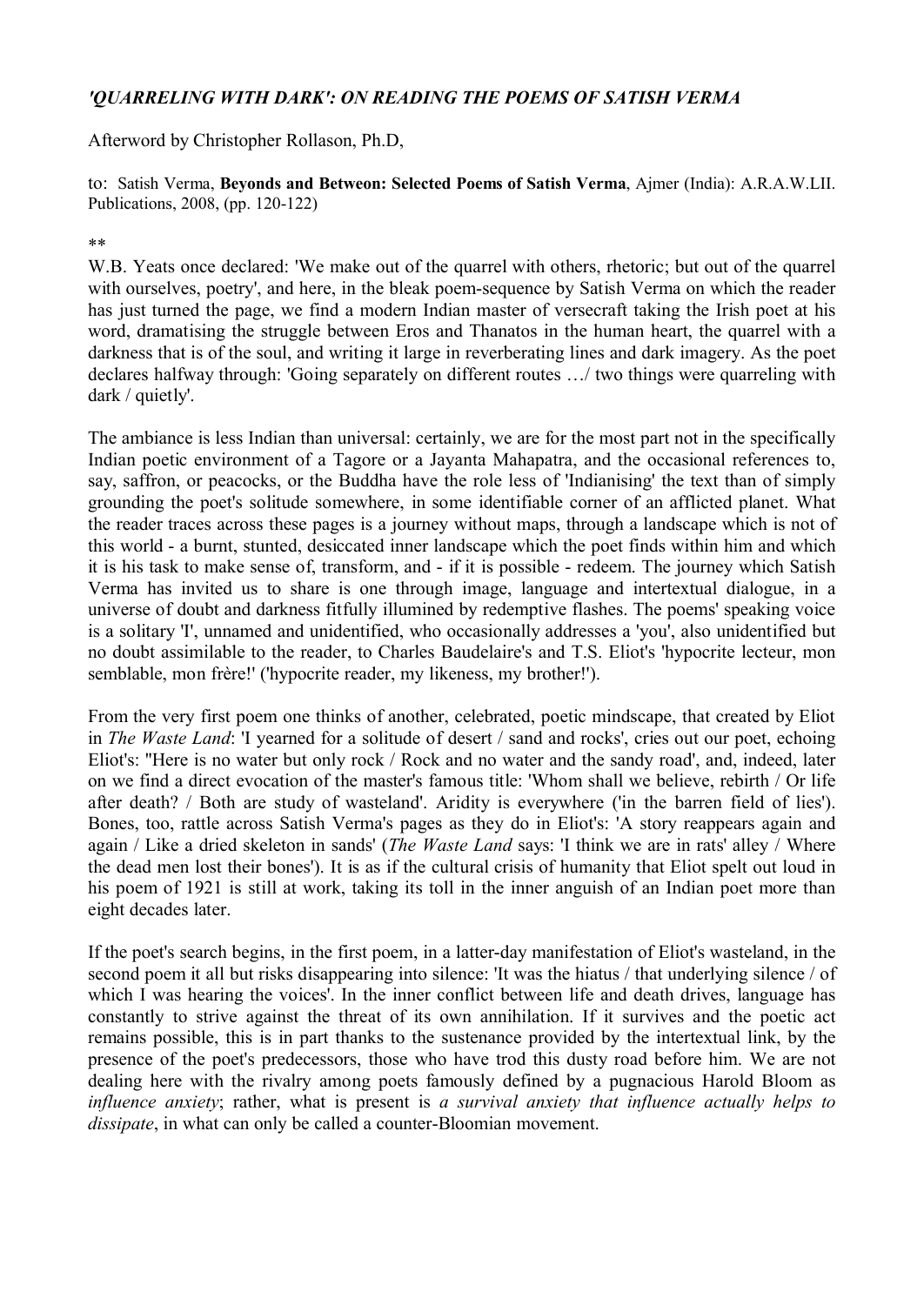## *'QUARRELING WITH DARK': ON READING THE POEMS OF SATISH VERMA*

Afterword by Christopher Rollason, Ph.D,

to: Satish Verma, **Beyonds and Betweon: Selected Poems of Satish Verma**, Ajmer (India): A.R.A.W.LII. Publications, 2008, (pp. 120-122)

**

W.B. Yeats once declared: 'We make out of the quarrel with others, rhetoric; but out of the quarrel with ourselves, poetry', and here, in the bleak poem-sequence by Satish Verma on which the reader has just turned the page, we find a modern Indian master of versecraft taking the Irish poet at his word, dramatising the struggle between Eros and Thanatos in the human heart, the quarrel with a darkness that is of the soul, and writing it large in reverberating lines and dark imagery. As the poet declares halfway through: 'Going separately on different routes …/ two things were quarreling with dark / quietly'.

The ambiance is less Indian than universal: certainly, we are for the most part not in the specifically Indian poetic environment of a Tagore or a Jayanta Mahapatra, and the occasional references to, say, saffron, or peacocks, or the Buddha have the role less of 'Indianising' the text than of simply grounding the poet's solitude somewhere, in some identifiable corner of an afflicted planet. What the reader traces across these pages is a journey without maps, through a landscape which is not of this world - a burnt, stunted, desiccated inner landscape which the poet finds within him and which it is his task to make sense of, transform, and - if it is possible - redeem. The journey which Satish Verma has invited us to share is one through image, language and intertextual dialogue, in a universe of doubt and darkness fitfully illumined by redemptive flashes. The poems' speaking voice is a solitary 'I', unnamed and unidentified, who occasionally addresses a 'you', also unidentified but no doubt assimilable to the reader, to Charles Baudelaire's and T.S. Eliot's 'hypocrite lecteur, mon semblable, mon frère!' ('hypocrite reader, my likeness, my brother!').

From the very first poem one thinks of another, celebrated, poetic mindscape, that created by Eliot in *The Waste Land*: 'I yearned for a solitude of desert / sand and rocks', cries out our poet, echoing Eliot's: "Here is no water but only rock / Rock and no water and the sandy road', and, indeed, later on we find a direct evocation of the master's famous title: 'Whom shall we believe, rebirth / Or life after death? / Both are study of wasteland'. Aridity is everywhere ('in the barren field of lies'). Bones, too, rattle across Satish Verma's pages as they do in Eliot's: 'A story reappears again and again / Like a dried skeleton in sands' (*The Waste Land* says: 'I think we are in rats' alley / Where the dead men lost their bones'). It is as if the cultural crisis of humanity that Eliot spelt out loud in his poem of 1921 is still at work, taking its toll in the inner anguish of an Indian poet more than eight decades later.

If the poet's search begins, in the first poem, in a latter-day manifestation of Eliot's wasteland, in the second poem it all but risks disappearing into silence: 'It was the hiatus / that underlying silence / of which I was hearing the voices'. In the inner conflict between life and death drives, language has constantly to strive against the threat of its own annihilation. If it survives and the poetic act remains possible, this is in part thanks to the sustenance provided by the intertextual link, by the presence of the poet's predecessors, those who have trod this dusty road before him. We are not dealing here with the rivalry among poets famously defined by a pugnacious Harold Bloom as *influence anxiety*; rather, what is present is *a survival anxiety that influence actually helps to dissipate*, in what can only be called a counter-Bloomian movement.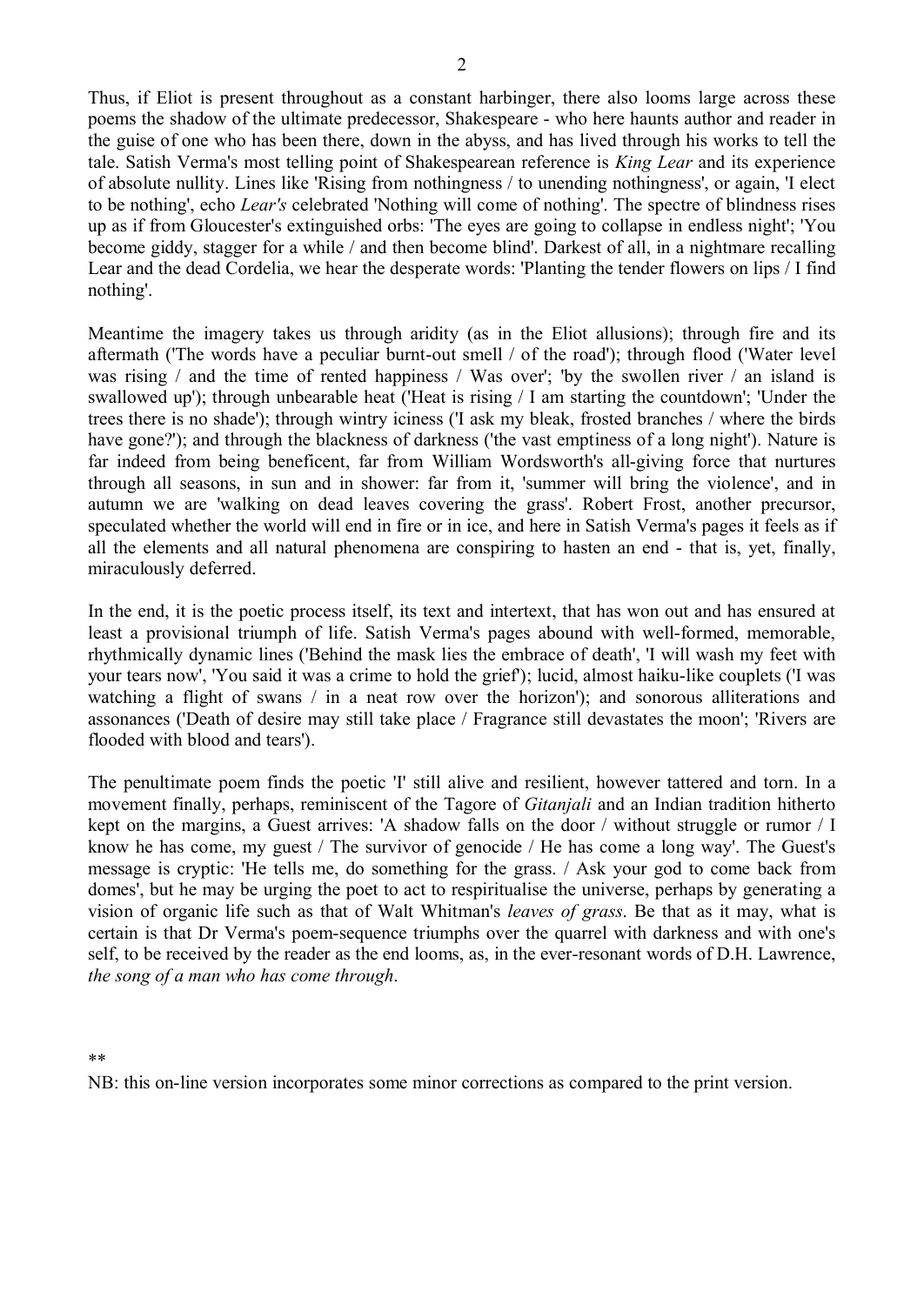Thus, if Eliot is present throughout as a constant harbinger, there also looms large across these poems the shadow of the ultimate predecessor, Shakespeare - who here haunts author and reader in the guise of one who has been there, down in the abyss, and has lived through his works to tell the tale. Satish Verma's most telling point of Shakespearean reference is *King Lear* and its experience of absolute nullity. Lines like 'Rising from nothingness / to unending nothingness', or again, 'I elect to be nothing', echo *Lear's* celebrated 'Nothing will come of nothing'. The spectre of blindness rises up as if from Gloucester's extinguished orbs: 'The eyes are going to collapse in endless night'; 'You become giddy, stagger for a while / and then become blind'. Darkest of all, in a nightmare recalling Lear and the dead Cordelia, we hear the desperate words: 'Planting the tender flowers on lips / I find nothing'.

Meantime the imagery takes us through aridity (as in the Eliot allusions); through fire and its aftermath ('The words have a peculiar burnt-out smell / of the road'); through flood ('Water level was rising / and the time of rented happiness / Was over'; 'by the swollen river / an island is swallowed up'); through unbearable heat ('Heat is rising / I am starting the countdown'; 'Under the trees there is no shade'); through wintry iciness ('I ask my bleak, frosted branches / where the birds have gone?'); and through the blackness of darkness ('the vast emptiness of a long night'). Nature is far indeed from being beneficent, far from William Wordsworth's all-giving force that nurtures through all seasons, in sun and in shower: far from it, 'summer will bring the violence', and in autumn we are 'walking on dead leaves covering the grass'. Robert Frost, another precursor, speculated whether the world will end in fire or in ice, and here in Satish Verma's pages it feels as if all the elements and all natural phenomena are conspiring to hasten an end - that is, yet, finally, miraculously deferred.

In the end, it is the poetic process itself, its text and intertext, that has won out and has ensured at least a provisional triumph of life. Satish Verma's pages abound with well-formed, memorable, rhythmically dynamic lines ('Behind the mask lies the embrace of death', 'I will wash my feet with your tears now', 'You said it was a crime to hold the grief'); lucid, almost haiku-like couplets ('I was watching a flight of swans / in a neat row over the horizon'); and sonorous alliterations and assonances ('Death of desire may still take place / Fragrance still devastates the moon'; 'Rivers are flooded with blood and tears').

The penultimate poem finds the poetic 'I' still alive and resilient, however tattered and torn. In a movement finally, perhaps, reminiscent of the Tagore of *Gitanjali* and an Indian tradition hitherto kept on the margins, a Guest arrives: 'A shadow falls on the door / without struggle or rumor / I know he has come, my guest / The survivor of genocide / He has come a long way'. The Guest's message is cryptic: 'He tells me, do something for the grass. / Ask your god to come back from domes', but he may be urging the poet to act to respiritualise the universe, perhaps by generating a vision of organic life such as that of Walt Whitman's *leaves of grass*. Be that as it may, what is certain is that Dr Verma's poem-sequence triumphs over the quarrel with darkness and with one's self, to be received by the reader as the end looms, as, in the ever-resonant words of D.H. Lawrence, *the song of a man who has come through*.

**

NB: this on-line version incorporates some minor corrections as compared to the print version.